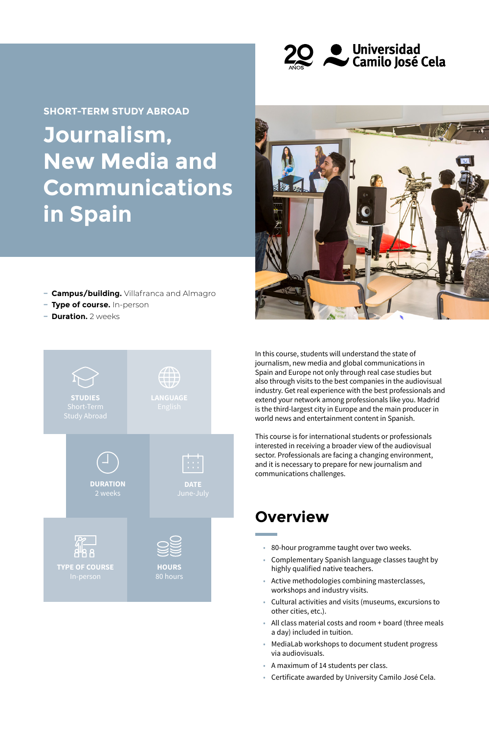20 AÑOS Universidad Camilo José Cela

SHORT-TERM STUDY ABROAD

# Journalism, New Media and Communications in Spain

- **Campus/building.** Villafranca and Almagro
- **Type of course.** In-person
- **Duration.** 2 weeks

**STUDIES**
Short-Term Study Abroad

**LANGUAGE**
English

**DURATION**
2 weeks

**DATE**
June-July

**TYPE OF COURSE**
In-person

**HOURS**
80 hours

In this course, students will understand the state of journalism, new media and global communications in Spain and Europe not only through real case studies but also through visits to the best companies in the audiovisual industry. Get real experience with the best professionals and extend your network among professionals like you. Madrid is the third-largest city in Europe and the main producer in world news and entertainment content in Spanish.

This course is for international students or professionals interested in receiving a broader view of the audiovisual sector. Professionals are facing a changing environment, and it is necessary to prepare for new journalism and communications challenges.

## Overview

- 80-hour programme taught over two weeks.
- Complementary Spanish language classes taught by highly qualified native teachers.
- Active methodologies combining masterclasses, workshops and industry visits.
- Cultural activities and visits (museums, excursions to other cities, etc.).
- All class material costs and room + board (three meals a day) included in tuition.
- MediaLab workshops to document student progress via audiovisuals.
- A maximum of 14 students per class.
- Certificate awarded by University Camilo José Cela.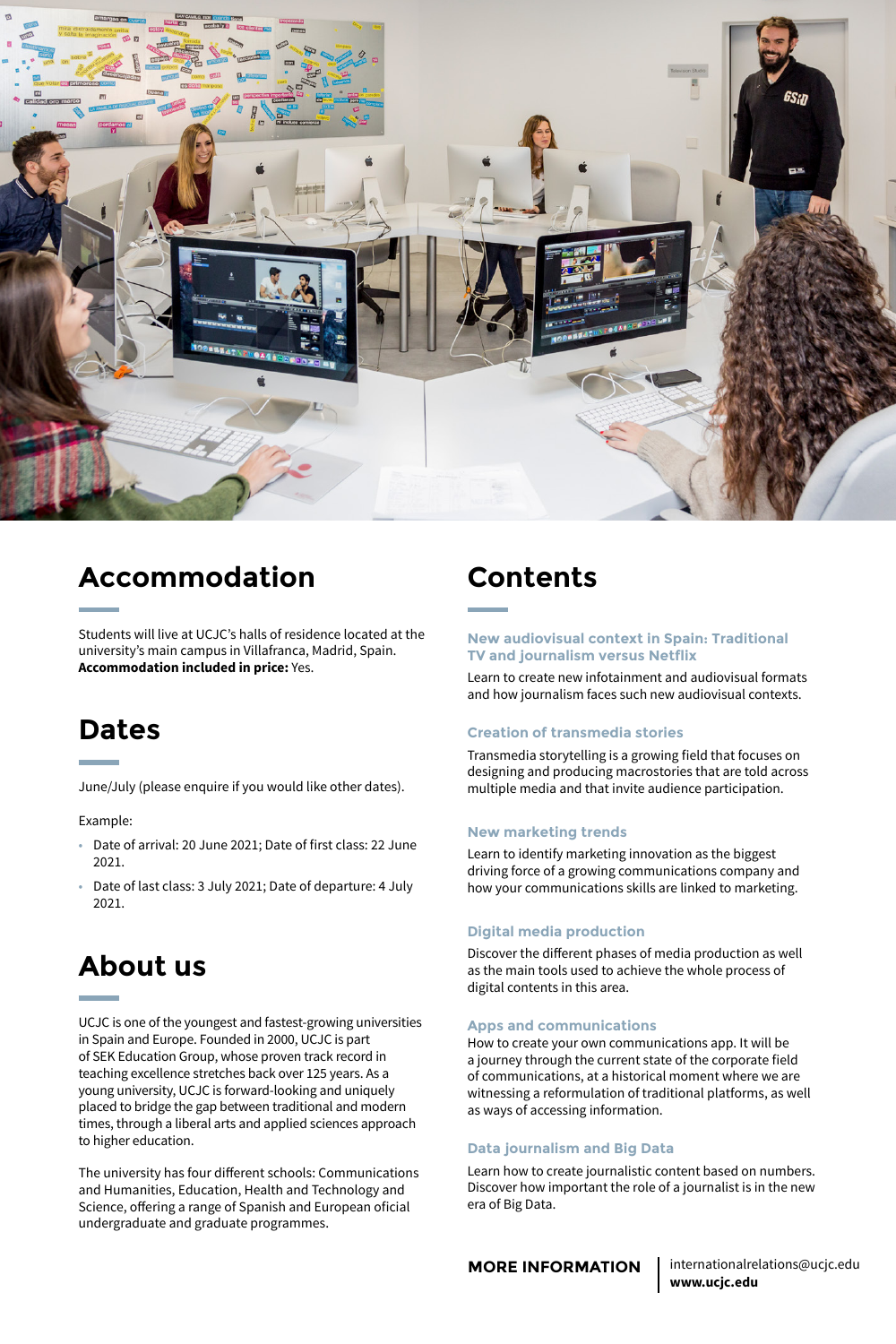## Accommodation

Students will live at UCJC's halls of residence located at the university's main campus in Villafranca, Madrid, Spain.
**Accommodation included in price:** Yes.

## Dates

June/July (please enquire if you would like other dates).

Example:

- Date of arrival: 20 June 2021; Date of first class: 22 June 2021.
- Date of last class: 3 July 2021; Date of departure: 4 July 2021.

## About us

UCJC is one of the youngest and fastest-growing universities in Spain and Europe. Founded in 2000, UCJC is part of SEK Education Group, whose proven track record in teaching excellence stretches back over 125 years. As a young university, UCJC is forward-looking and uniquely placed to bridge the gap between traditional and modern times, through a liberal arts and applied sciences approach to higher education.

The university has four different schools: Communications and Humanities, Education, Health and Technology and Science, offering a range of Spanish and European oficial undergraduate and graduate programmes.

## Contents

### New audiovisual context in Spain: Traditional TV and journalism versus Netflix

Learn to create new infotainment and audiovisual formats and how journalism faces such new audiovisual contexts.

### Creation of transmedia stories

Transmedia storytelling is a growing field that focuses on designing and producing macrostories that are told across multiple media and that invite audience participation.

### New marketing trends

Learn to identify marketing innovation as the biggest driving force of a growing communications company and how your communications skills are linked to marketing.

### Digital media production

Discover the different phases of media production as well as the main tools used to achieve the whole process of digital contents in this area.

### Apps and communications

How to create your own communications app. It will be a journey through the current state of the corporate field of communications, at a historical moment where we are witnessing a reformulation of traditional platforms, as well as ways of accessing information.

### Data journalism and Big Data

Learn how to create journalistic content based on numbers. Discover how important the role of a journalist is in the new era of Big Data.

**MORE INFORMATION**

internationalrelations@ucjc.edu
**www.ucjc.edu**